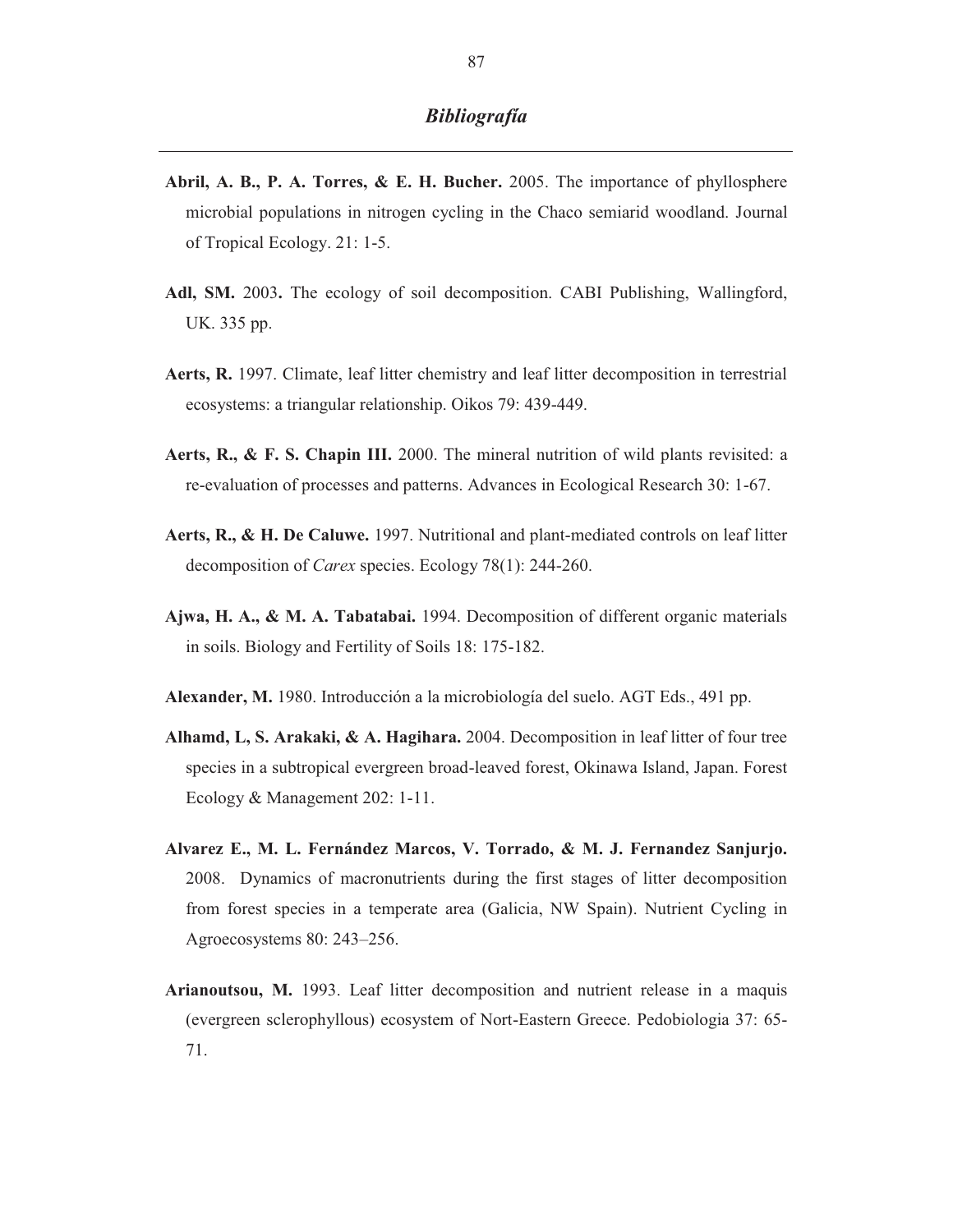# *Bibliografía*

**Abril, A. B., P. A. Torres, & E. H. Bucher.** 2005. The importance of phyllosphere microbial populations in nitrogen cycling in the Chaco semiarid woodland. Journal of Tropical Ecology. 21: 1-5.

**Adl, SM.** 2003**.** The ecology of soil decomposition. CABI Publishing, Wallingford, UK. 335 pp.

**Aerts, R.** 1997. Climate, leaf litter chemistry and leaf litter decomposition in terrestrial ecosystems: a triangular relationship. Oikos 79: 439-449.

**Aerts, R., & F. S. Chapin III.** 2000. The mineral nutrition of wild plants revisited: a re-evaluation of processes and patterns. Advances in Ecological Research 30: 1-67.

**Aerts, R., & H. De Caluwe.** 1997. Nutritional and plant-mediated controls on leaf litter decomposition of *Carex* species. Ecology 78(1): 244-260.

**Ajwa, H. A., & M. A. Tabatabai.** 1994. Decomposition of different organic materials in soils. Biology and Fertility of Soils 18: 175-182.

**Alexander, M.** 1980. Introducción a la microbiología del suelo. AGT Eds., 491 pp.

**Alhamd, L, S. Arakaki, & A. Hagihara.** 2004. Decomposition in leaf litter of four tree species in a subtropical evergreen broad-leaved forest, Okinawa Island, Japan. Forest Ecology & Management 202: 1-11.

**Alvarez E., M. L. Fernández Marcos, V. Torrado, & M. J. Fernandez Sanjurjo.** 2008. Dynamics of macronutrients during the first stages of litter decomposition from forest species in a temperate area (Galicia, NW Spain). Nutrient Cycling in Agroecosystems 80: 243–256.

**Arianoutsou, M.** 1993. Leaf litter decomposition and nutrient release in a maquis (evergreen sclerophyllous) ecosystem of Nort-Eastern Greece. Pedobiologia 37: 65-71.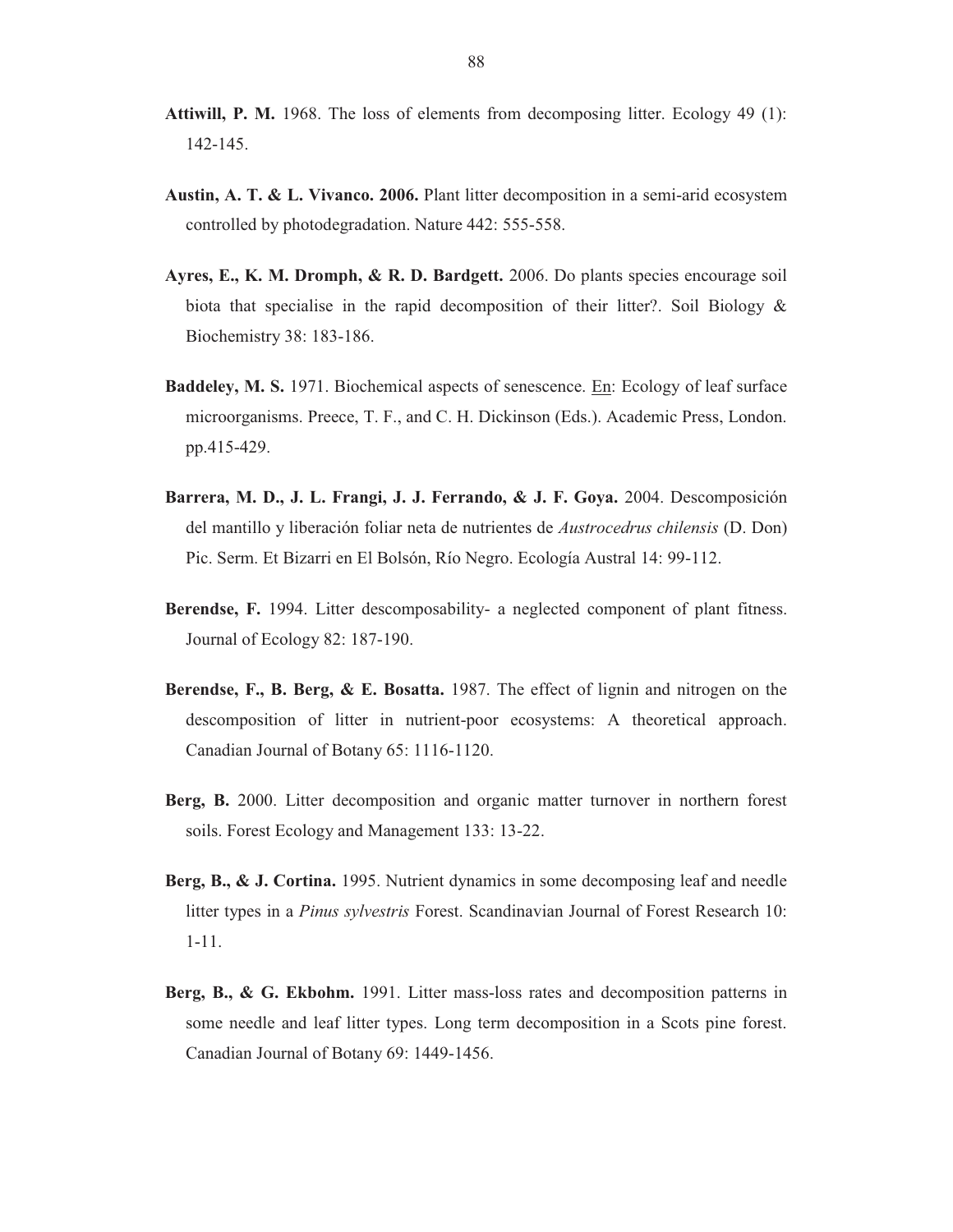**Attiwill, P. M.** 1968. The loss of elements from decomposing litter. Ecology 49 (1): 142-145.

**Austin, A. T. & L. Vivanco. 2006.** Plant litter decomposition in a semi-arid ecosystem controlled by photodegradation. Nature 442: 555-558.

**Ayres, E., K. M. Dromph, & R. D. Bardgett.** 2006. Do plants species encourage soil biota that specialise in the rapid decomposition of their litter?. Soil Biology & Biochemistry 38: 183-186.

**Baddeley, M. S.** 1971. Biochemical aspects of senescence. En: Ecology of leaf surface microorganisms. Preece, T. F., and C. H. Dickinson (Eds.). Academic Press, London. pp.415-429.

**Barrera, M. D., J. L. Frangi, J. J. Ferrando, & J. F. Goya.** 2004. Descomposición del mantillo y liberación foliar neta de nutrientes de *Austrocedrus chilensis* (D. Don) Pic. Serm. Et Bizarri en El Bolsón, Río Negro. Ecología Austral 14: 99-112.

**Berendse, F.** 1994. Litter descomposability- a neglected component of plant fitness. Journal of Ecology 82: 187-190.

**Berendse, F., B. Berg, & E. Bosatta.** 1987. The effect of lignin and nitrogen on the descomposition of litter in nutrient-poor ecosystems: A theoretical approach. Canadian Journal of Botany 65: 1116-1120.

**Berg, B.** 2000. Litter decomposition and organic matter turnover in northern forest soils. Forest Ecology and Management 133: 13-22.

**Berg, B., & J. Cortina.** 1995. Nutrient dynamics in some decomposing leaf and needle litter types in a *Pinus sylvestris* Forest. Scandinavian Journal of Forest Research 10: 1-11.

**Berg, B., & G. Ekbohm.** 1991. Litter mass-loss rates and decomposition patterns in some needle and leaf litter types. Long term decomposition in a Scots pine forest. Canadian Journal of Botany 69: 1449-1456.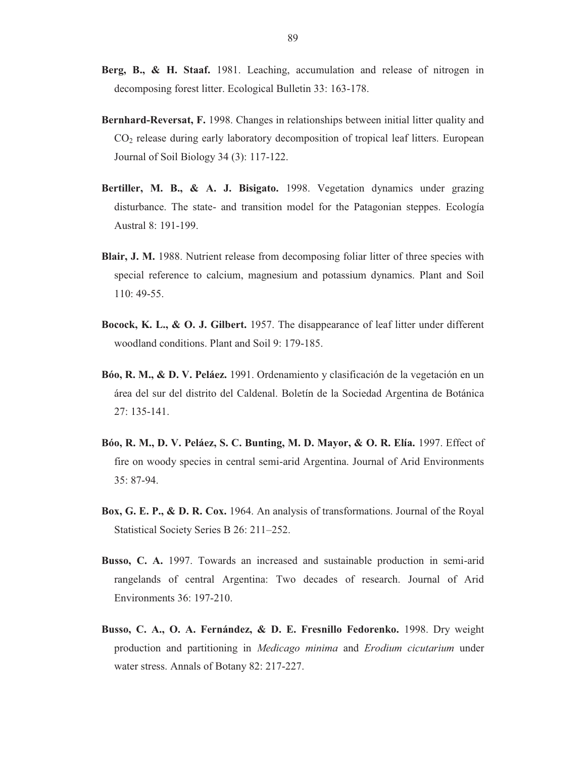**Berg, B., & H. Staaf.** 1981. Leaching, accumulation and release of nitrogen in decomposing forest litter. Ecological Bulletin 33: 163-178.

**Bernhard-Reversat, F.** 1998. Changes in relationships between initial litter quality and $CO_2$ release during early laboratory decomposition of tropical leaf litters. European Journal of Soil Biology 34 (3): 117-122.

**Bertiller, M. B., & A. J. Bisigato.** 1998. Vegetation dynamics under grazing disturbance. The state- and transition model for the Patagonian steppes. Ecología Austral 8: 191-199.

**Blair, J. M.** 1988. Nutrient release from decomposing foliar litter of three species with special reference to calcium, magnesium and potassium dynamics. Plant and Soil 110: 49-55.

**Bocock, K. L., & O. J. Gilbert.** 1957. The disappearance of leaf litter under different woodland conditions. Plant and Soil 9: 179-185.

**Bóo, R. M., & D. V. Peláez.** 1991. Ordenamiento y clasificación de la vegetación en un área del sur del distrito del Caldenal. Boletín de la Sociedad Argentina de Botánica 27: 135-141.

**Bóo, R. M., D. V. Peláez, S. C. Bunting, M. D. Mayor, & O. R. Elía.** 1997. Effect of fire on woody species in central semi-arid Argentina. Journal of Arid Environments 35: 87-94.

**Box, G. E. P., & D. R. Cox.** 1964. An analysis of transformations. Journal of the Royal Statistical Society Series B 26: 211–252.

**Busso, C. A.** 1997. Towards an increased and sustainable production in semi-arid rangelands of central Argentina: Two decades of research. Journal of Arid Environments 36: 197-210.

**Busso, C. A., O. A. Fernández, & D. E. Fresnillo Fedorenko.** 1998. Dry weight production and partitioning in *Medicago minima* and *Erodium cicutarium* under water stress. Annals of Botany 82: 217-227.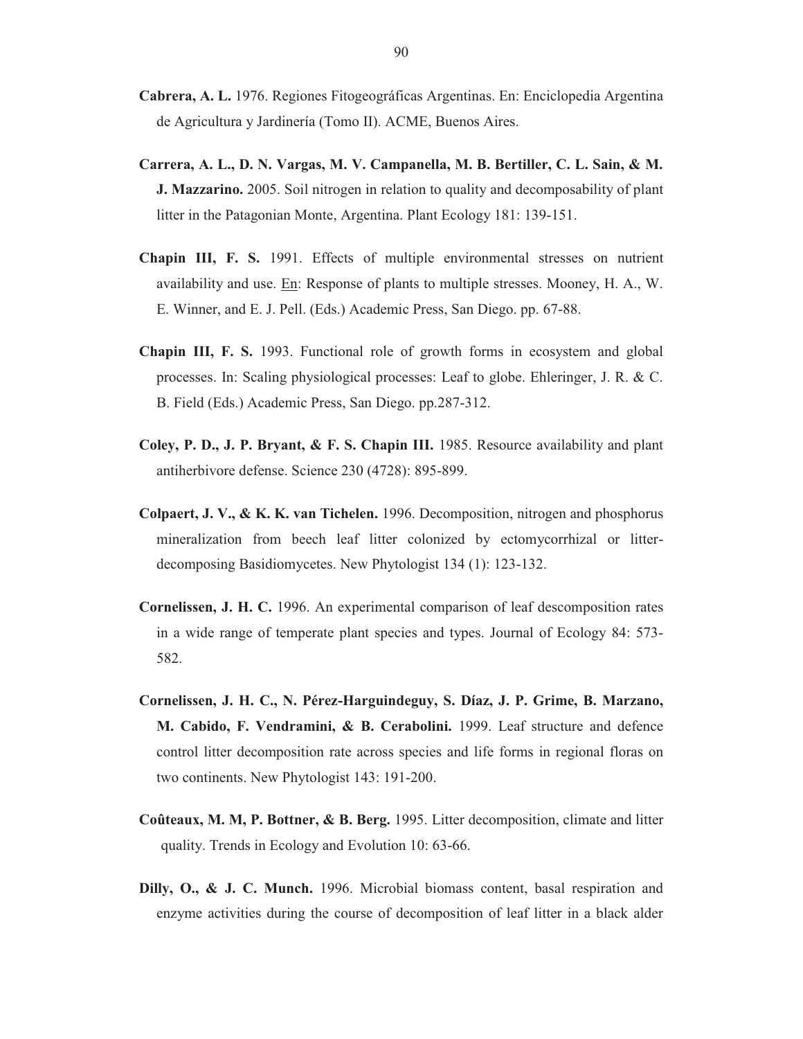**Cabrera, A. L.** 1976. Regiones Fitogeográficas Argentinas. En: Enciclopedia Argentina de Agricultura y Jardinería (Tomo II). ACME, Buenos Aires.

**Carrera, A. L., D. N. Vargas, M. V. Campanella, M. B. Bertiller, C. L. Sain, & M. J. Mazzarino.** 2005. Soil nitrogen in relation to quality and decomposability of plant litter in the Patagonian Monte, Argentina. Plant Ecology 181: 139-151.

**Chapin III, F. S.** 1991. Effects of multiple environmental stresses on nutrient availability and use. En: Response of plants to multiple stresses. Mooney, H. A., W. E. Winner, and E. J. Pell. (Eds.) Academic Press, San Diego. pp. 67-88.

**Chapin III, F. S.** 1993. Functional role of growth forms in ecosystem and global processes. In: Scaling physiological processes: Leaf to globe. Ehleringer, J. R. & C. B. Field (Eds.) Academic Press, San Diego. pp.287-312.

**Coley, P. D., J. P. Bryant, & F. S. Chapin III.** 1985. Resource availability and plant antiherbivore defense. Science 230 (4728): 895-899.

**Colpaert, J. V., & K. K. van Tichelen.** 1996. Decomposition, nitrogen and phosphorus mineralization from beech leaf litter colonized by ectomycorrhizal or litter-decomposing Basidiomycetes. New Phytologist 134 (1): 123-132.

**Cornelissen, J. H. C.** 1996. An experimental comparison of leaf descomposition rates in a wide range of temperate plant species and types. Journal of Ecology 84: 573-582.

**Cornelissen, J. H. C., N. Pérez-Harguindeguy, S. Díaz, J. P. Grime, B. Marzano, M. Cabido, F. Vendramini, & B. Cerabolini.** 1999. Leaf structure and defence control litter decomposition rate across species and life forms in regional floras on two continents. New Phytologist 143: 191-200.

**Coûteaux, M. M, P. Bottner, & B. Berg.** 1995. Litter decomposition, climate and litter quality. Trends in Ecology and Evolution 10: 63-66.

**Dilly, O., & J. C. Munch.** 1996. Microbial biomass content, basal respiration and enzyme activities during the course of decomposition of leaf litter in a black alder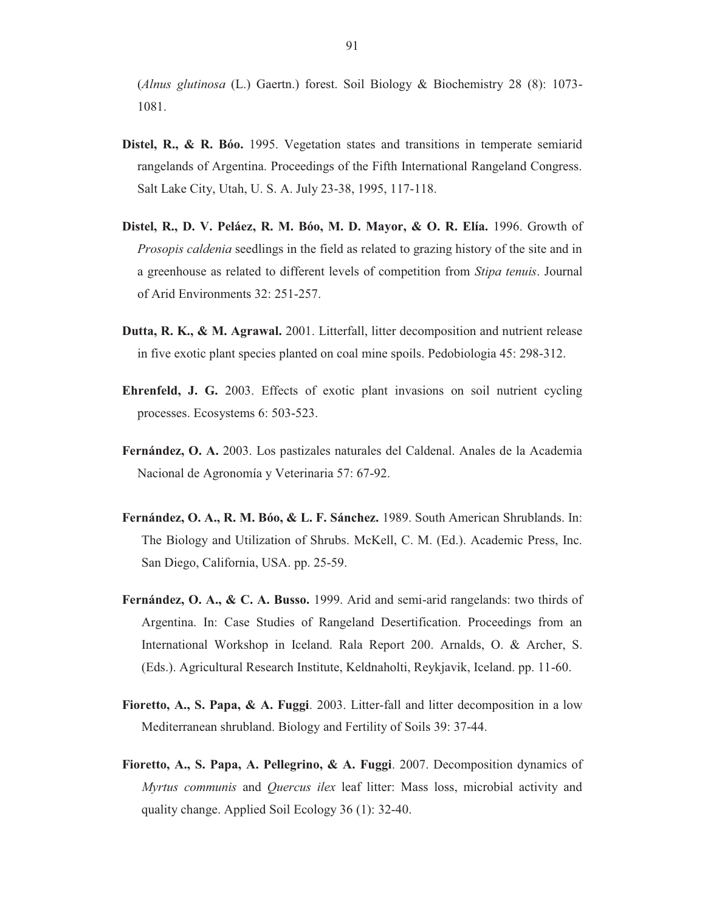(*Alnus glutinosa* (L.) Gaertn.) forest. Soil Biology & Biochemistry 28 (8): 1073-1081.

**Distel, R., & R. Bóo.** 1995. Vegetation states and transitions in temperate semiarid rangelands of Argentina. Proceedings of the Fifth International Rangeland Congress. Salt Lake City, Utah, U. S. A. July 23-38, 1995, 117-118.

**Distel, R., D. V. Peláez, R. M. Bóo, M. D. Mayor, & O. R. Elía.** 1996. Growth of *Prosopis caldenia* seedlings in the field as related to grazing history of the site and in a greenhouse as related to different levels of competition from *Stipa tenuis*. Journal of Arid Environments 32: 251-257.

**Dutta, R. K., & M. Agrawal.** 2001. Litterfall, litter decomposition and nutrient release in five exotic plant species planted on coal mine spoils. Pedobiologia 45: 298-312.

**Ehrenfeld, J. G.** 2003. Effects of exotic plant invasions on soil nutrient cycling processes. Ecosystems 6: 503-523.

**Fernández, O. A.** 2003. Los pastizales naturales del Caldenal. Anales de la Academia Nacional de Agronomía y Veterinaria 57: 67-92.

**Fernández, O. A., R. M. Bóo, & L. F. Sánchez.** 1989. South American Shrublands. In: The Biology and Utilization of Shrubs. McKell, C. M. (Ed.). Academic Press, Inc. San Diego, California, USA. pp. 25-59.

**Fernández, O. A., & C. A. Busso.** 1999. Arid and semi-arid rangelands: two thirds of Argentina. In: Case Studies of Rangeland Desertification. Proceedings from an International Workshop in Iceland. Rala Report 200. Arnalds, O. & Archer, S. (Eds.). Agricultural Research Institute, Keldnaholti, Reykjavik, Iceland. pp. 11-60.

**Fioretto, A., S. Papa, & A. Fuggi**. 2003. Litter-fall and litter decomposition in a low Mediterranean shrubland. Biology and Fertility of Soils 39: 37-44.

**Fioretto, A., S. Papa, A. Pellegrino, & A. Fuggi**. 2007. Decomposition dynamics of *Myrtus communis* and *Quercus ilex* leaf litter: Mass loss, microbial activity and quality change. Applied Soil Ecology 36 (1): 32-40.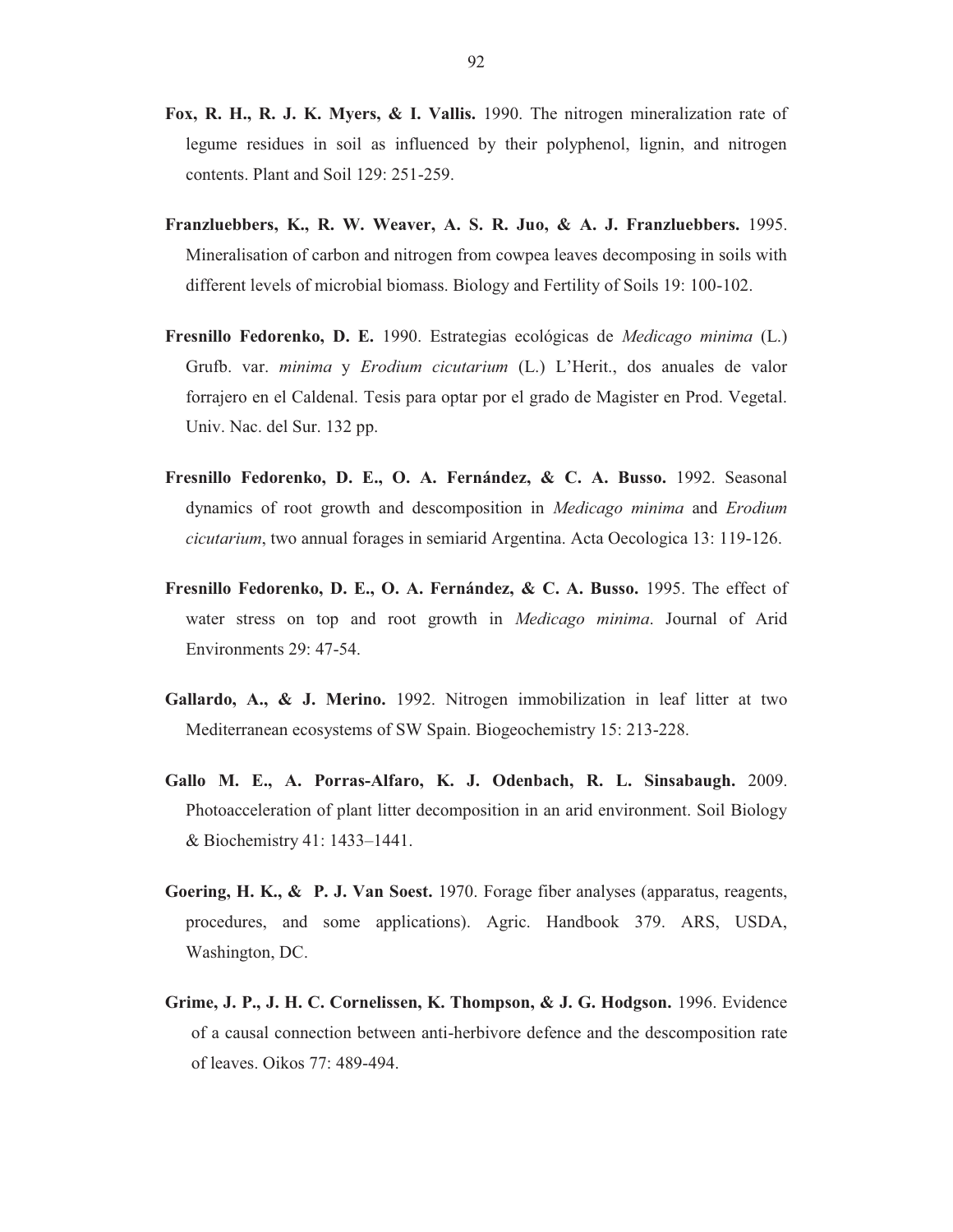**Fox, R. H., R. J. K. Myers, & I. Vallis.** 1990. The nitrogen mineralization rate of legume residues in soil as influenced by their polyphenol, lignin, and nitrogen contents. Plant and Soil 129: 251-259.

**Franzluebbers, K., R. W. Weaver, A. S. R. Juo, & A. J. Franzluebbers.** 1995. Mineralisation of carbon and nitrogen from cowpea leaves decomposing in soils with different levels of microbial biomass. Biology and Fertility of Soils 19: 100-102.

**Fresnillo Fedorenko, D. E.** 1990. Estrategias ecológicas de *Medicago minima* (L.) Grufb. var. *minima* y *Erodium cicutarium* (L.) L'Herit., dos anuales de valor forrajero en el Caldenal. Tesis para optar por el grado de Magister en Prod. Vegetal. Univ. Nac. del Sur. 132 pp.

**Fresnillo Fedorenko, D. E., O. A. Fernández, & C. A. Busso.** 1992. Seasonal dynamics of root growth and descomposition in *Medicago minima* and *Erodium cicutarium*, two annual forages in semiarid Argentina. Acta Oecologica 13: 119-126.

**Fresnillo Fedorenko, D. E., O. A. Fernández, & C. A. Busso.** 1995. The effect of water stress on top and root growth in *Medicago minima*. Journal of Arid Environments 29: 47-54.

**Gallardo, A., & J. Merino.** 1992. Nitrogen immobilization in leaf litter at two Mediterranean ecosystems of SW Spain. Biogeochemistry 15: 213-228.

**Gallo M. E., A. Porras-Alfaro, K. J. Odenbach, R. L. Sinsabaugh.** 2009. Photoacceleration of plant litter decomposition in an arid environment. Soil Biology & Biochemistry 41: 1433–1441.

**Goering, H. K., & P. J. Van Soest.** 1970. Forage fiber analyses (apparatus, reagents, procedures, and some applications). Agric. Handbook 379. ARS, USDA, Washington, DC.

**Grime, J. P., J. H. C. Cornelissen, K. Thompson, & J. G. Hodgson.** 1996. Evidence of a causal connection between anti-herbivore defence and the descomposition rate of leaves. Oikos 77: 489-494.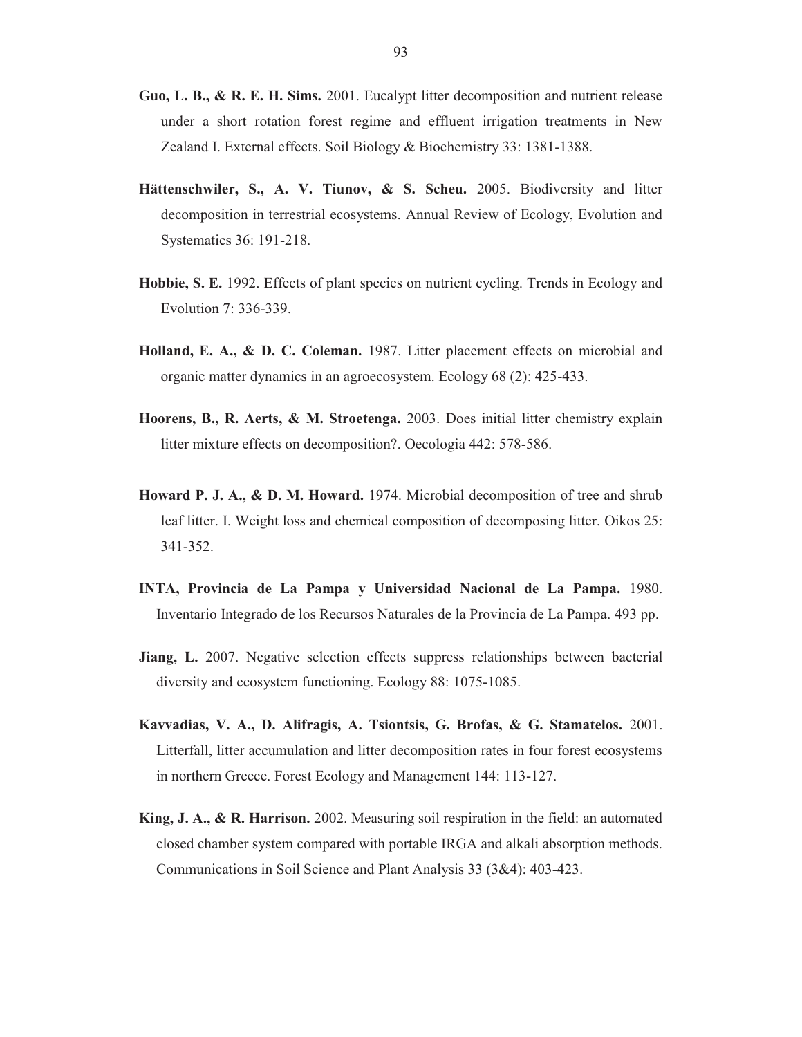**Guo, L. B., & R. E. H. Sims.** 2001. Eucalypt litter decomposition and nutrient release under a short rotation forest regime and effluent irrigation treatments in New Zealand I. External effects. Soil Biology & Biochemistry 33: 1381-1388.

**Hättenschwiler, S., A. V. Tiunov, & S. Scheu.** 2005. Biodiversity and litter decomposition in terrestrial ecosystems. Annual Review of Ecology, Evolution and Systematics 36: 191-218.

**Hobbie, S. E.** 1992. Effects of plant species on nutrient cycling. Trends in Ecology and Evolution 7: 336-339.

**Holland, E. A., & D. C. Coleman.** 1987. Litter placement effects on microbial and organic matter dynamics in an agroecosystem. Ecology 68 (2): 425-433.

**Hoorens, B., R. Aerts, & M. Stroetenga.** 2003. Does initial litter chemistry explain litter mixture effects on decomposition?. Oecologia 442: 578-586.

**Howard P. J. A., & D. M. Howard.** 1974. Microbial decomposition of tree and shrub leaf litter. I. Weight loss and chemical composition of decomposing litter. Oikos 25: 341-352.

**INTA, Provincia de La Pampa y Universidad Nacional de La Pampa.** 1980. Inventario Integrado de los Recursos Naturales de la Provincia de La Pampa. 493 pp.

**Jiang, L.** 2007. Negative selection effects suppress relationships between bacterial diversity and ecosystem functioning. Ecology 88: 1075-1085.

**Kavvadias, V. A., D. Alifragis, A. Tsiontsis, G. Brofas, & G. Stamatelos.** 2001. Litterfall, litter accumulation and litter decomposition rates in four forest ecosystems in northern Greece. Forest Ecology and Management 144: 113-127.

**King, J. A., & R. Harrison.** 2002. Measuring soil respiration in the field: an automated closed chamber system compared with portable IRGA and alkali absorption methods. Communications in Soil Science and Plant Analysis 33 (3&4): 403-423.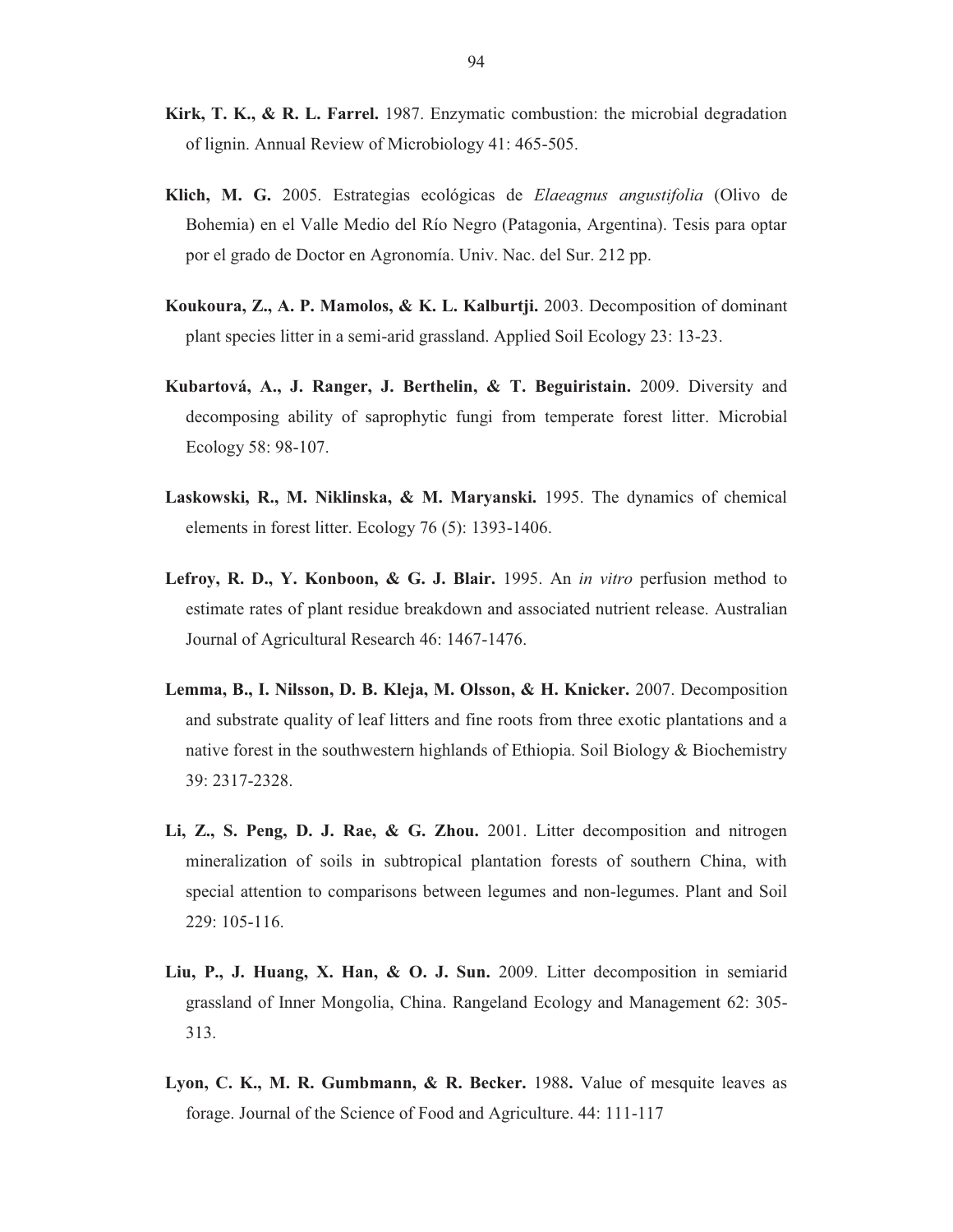**Kirk, T. K., & R. L. Farrel.** 1987. Enzymatic combustion: the microbial degradation of lignin. Annual Review of Microbiology 41: 465-505.

**Klich, M. G.** 2005. Estrategias ecológicas de *Elaeagnus angustifolia* (Olivo de Bohemia) en el Valle Medio del Río Negro (Patagonia, Argentina). Tesis para optar por el grado de Doctor en Agronomía. Univ. Nac. del Sur. 212 pp.

**Koukoura, Z., A. P. Mamolos, & K. L. Kalburtji.** 2003. Decomposition of dominant plant species litter in a semi-arid grassland. Applied Soil Ecology 23: 13-23.

**Kubartová, A., J. Ranger, J. Berthelin, & T. Beguiristain.** 2009. Diversity and decomposing ability of saprophytic fungi from temperate forest litter. Microbial Ecology 58: 98-107.

**Laskowski, R., M. Niklinska, & M. Maryanski.** 1995. The dynamics of chemical elements in forest litter. Ecology 76 (5): 1393-1406.

**Lefroy, R. D., Y. Konboon, & G. J. Blair.** 1995. An *in vitro* perfusion method to estimate rates of plant residue breakdown and associated nutrient release. Australian Journal of Agricultural Research 46: 1467-1476.

**Lemma, B., I. Nilsson, D. B. Kleja, M. Olsson, & H. Knicker.** 2007. Decomposition and substrate quality of leaf litters and fine roots from three exotic plantations and a native forest in the southwestern highlands of Ethiopia. Soil Biology & Biochemistry 39: 2317-2328.

**Li, Z., S. Peng, D. J. Rae, & G. Zhou.** 2001. Litter decomposition and nitrogen mineralization of soils in subtropical plantation forests of southern China, with special attention to comparisons between legumes and non-legumes. Plant and Soil 229: 105-116.

**Liu, P., J. Huang, X. Han, & O. J. Sun.** 2009. Litter decomposition in semiarid grassland of Inner Mongolia, China. Rangeland Ecology and Management 62: 305-313.

**Lyon, C. K., M. R. Gumbmann, & R. Becker.** 1988**.** Value of mesquite leaves as forage. Journal of the Science of Food and Agriculture. 44: 111-117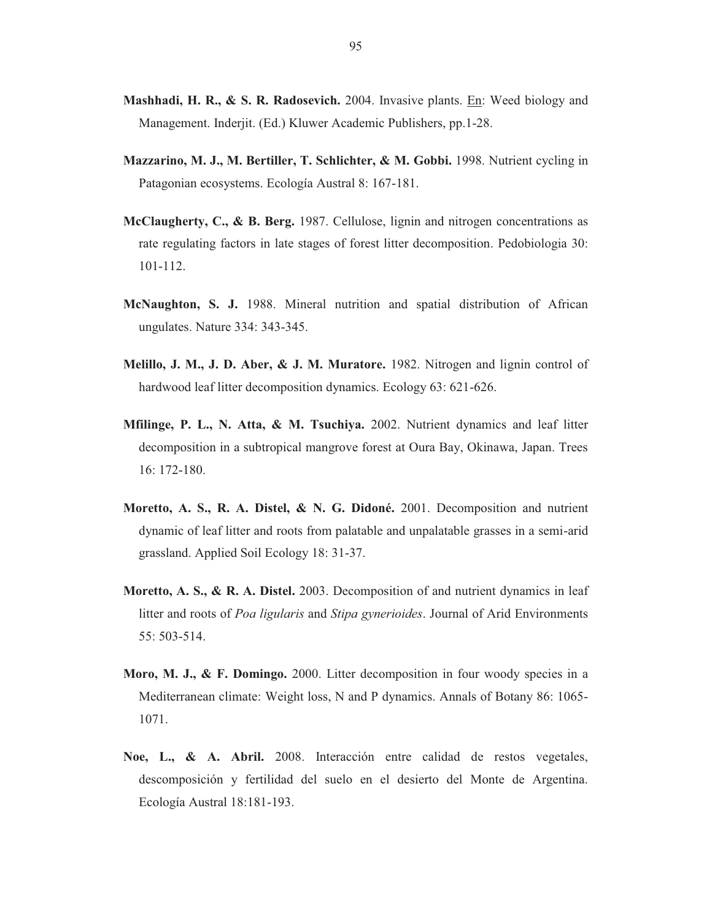**Mashhadi, H. R., & S. R. Radosevich.** 2004. Invasive plants. En: Weed biology and Management. Inderjit. (Ed.) Kluwer Academic Publishers, pp.1-28.

**Mazzarino, M. J., M. Bertiller, T. Schlichter, & M. Gobbi.** 1998. Nutrient cycling in Patagonian ecosystems. Ecología Austral 8: 167-181.

**McClaugherty, C., & B. Berg.** 1987. Cellulose, lignin and nitrogen concentrations as rate regulating factors in late stages of forest litter decomposition. Pedobiologia 30: 101-112.

**McNaughton, S. J.** 1988. Mineral nutrition and spatial distribution of African ungulates. Nature 334: 343-345.

**Melillo, J. M., J. D. Aber, & J. M. Muratore.** 1982. Nitrogen and lignin control of hardwood leaf litter decomposition dynamics. Ecology 63: 621-626.

**Mfilinge, P. L., N. Atta, & M. Tsuchiya.** 2002. Nutrient dynamics and leaf litter decomposition in a subtropical mangrove forest at Oura Bay, Okinawa, Japan. Trees 16: 172-180.

**Moretto, A. S., R. A. Distel, & N. G. Didoné.** 2001. Decomposition and nutrient dynamic of leaf litter and roots from palatable and unpalatable grasses in a semi-arid grassland. Applied Soil Ecology 18: 31-37.

**Moretto, A. S., & R. A. Distel.** 2003. Decomposition of and nutrient dynamics in leaf litter and roots of *Poa ligularis* and *Stipa gynerioides*. Journal of Arid Environments 55: 503-514.

**Moro, M. J., & F. Domingo.** 2000. Litter decomposition in four woody species in a Mediterranean climate: Weight loss, N and P dynamics. Annals of Botany 86: 1065-1071.

**Noe, L., & A. Abril.** 2008. Interacción entre calidad de restos vegetales, descomposición y fertilidad del suelo en el desierto del Monte de Argentina. Ecología Austral 18:181-193.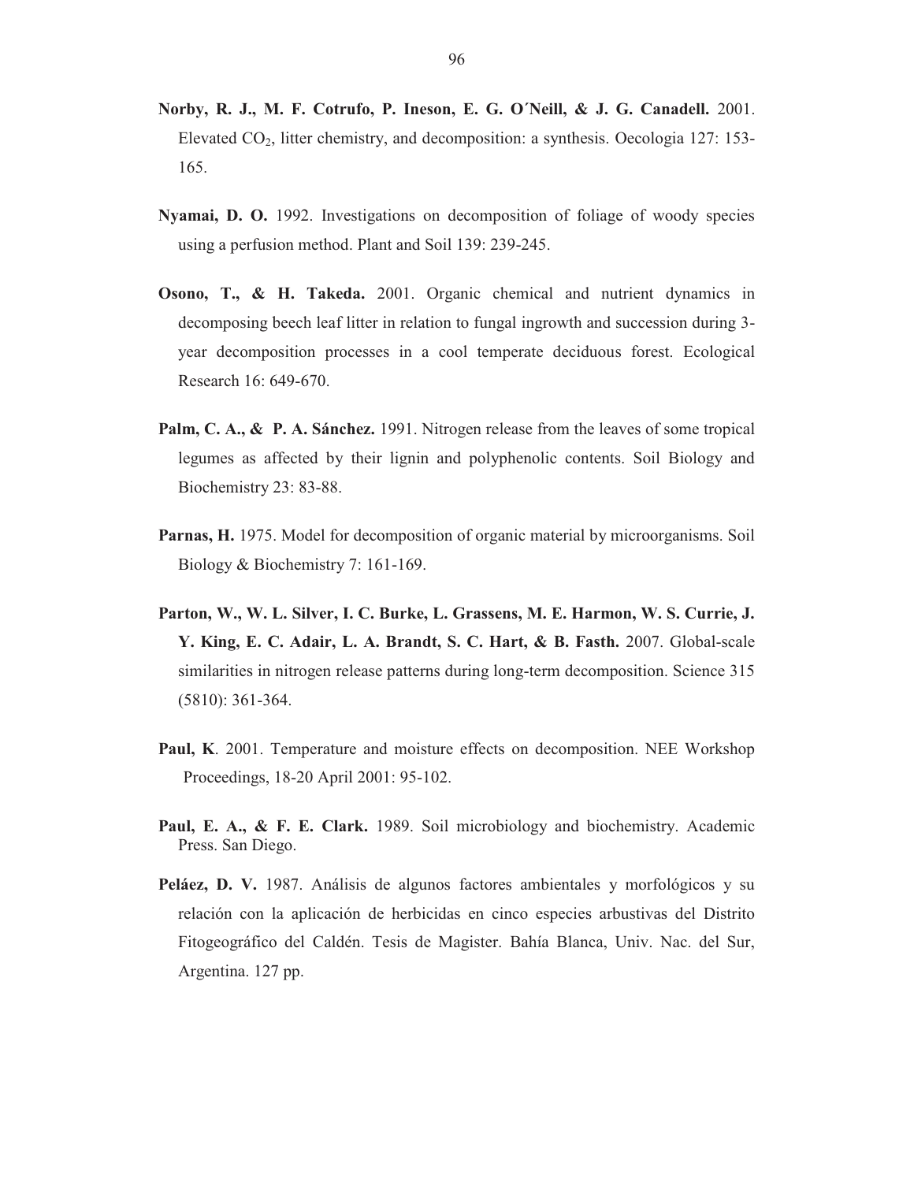**Norby, R. J., M. F. Cotrufo, P. Ineson, E. G. O´Neill, & J. G. Canadell.** 2001. Elevated $CO_2$, litter chemistry, and decomposition: a synthesis. Oecologia 127: 153-165.

**Nyamai, D. O.** 1992. Investigations on decomposition of foliage of woody species using a perfusion method. Plant and Soil 139: 239-245.

**Osono, T., & H. Takeda.** 2001. Organic chemical and nutrient dynamics in decomposing beech leaf litter in relation to fungal ingrowth and succession during 3-year decomposition processes in a cool temperate deciduous forest. Ecological Research 16: 649-670.

**Palm, C. A., & P. A. Sánchez.** 1991. Nitrogen release from the leaves of some tropical legumes as affected by their lignin and polyphenolic contents. Soil Biology and Biochemistry 23: 83-88.

**Parnas, H.** 1975. Model for decomposition of organic material by microorganisms. Soil Biology & Biochemistry 7: 161-169.

**Parton, W., W. L. Silver, I. C. Burke, L. Grassens, M. E. Harmon, W. S. Currie, J. Y. King, E. C. Adair, L. A. Brandt, S. C. Hart, & B. Fasth.** 2007. Global-scale similarities in nitrogen release patterns during long-term decomposition. Science 315 (5810): 361-364.

**Paul, K**. 2001. Temperature and moisture effects on decomposition. NEE Workshop Proceedings, 18-20 April 2001: 95-102.

**Paul, E. A., & F. E. Clark.** 1989. Soil microbiology and biochemistry. Academic Press. San Diego.

**Peláez, D. V.** 1987. Análisis de algunos factores ambientales y morfológicos y su relación con la aplicación de herbicidas en cinco especies arbustivas del Distrito Fitogeográfico del Caldén. Tesis de Magister. Bahía Blanca, Univ. Nac. del Sur, Argentina. 127 pp.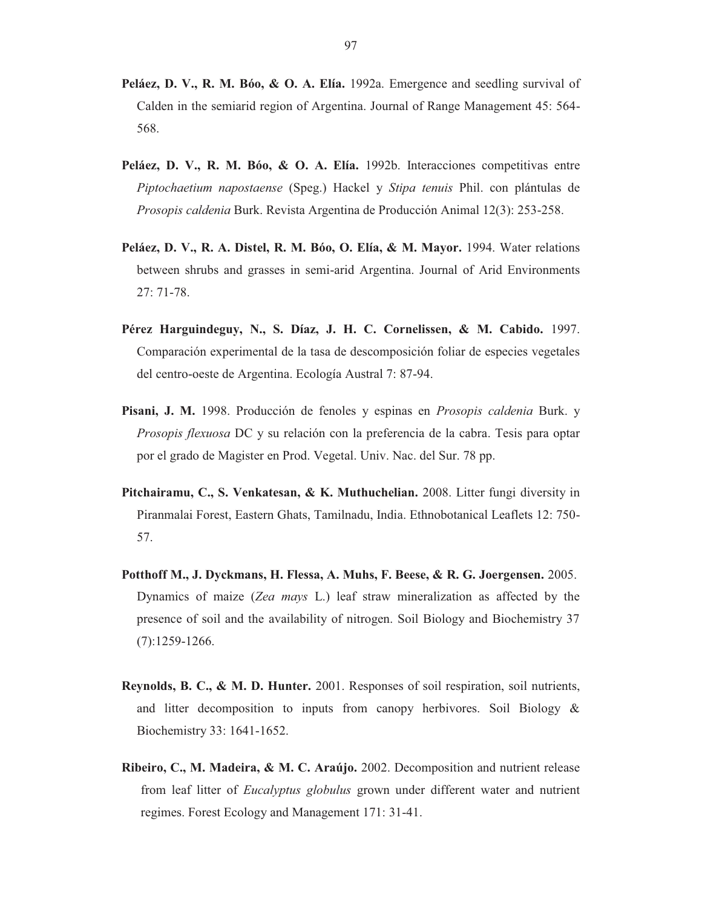**Peláez, D. V., R. M. Bóo, & O. A. Elía.** 1992a. Emergence and seedling survival of Calden in the semiarid region of Argentina. Journal of Range Management 45: 564-568.

**Peláez, D. V., R. M. Bóo, & O. A. Elía.** 1992b. Interacciones competitivas entre *Piptochaetium napostaense* (Speg.) Hackel y *Stipa tenuis* Phil. con plántulas de *Prosopis caldenia* Burk. Revista Argentina de Producción Animal 12(3): 253-258.

**Peláez, D. V., R. A. Distel, R. M. Bóo, O. Elía, & M. Mayor.** 1994. Water relations between shrubs and grasses in semi-arid Argentina. Journal of Arid Environments 27: 71-78.

**Pérez Harguindeguy, N., S. Díaz, J. H. C. Cornelissen, & M. Cabido.** 1997. Comparación experimental de la tasa de descomposición foliar de especies vegetales del centro-oeste de Argentina. Ecología Austral 7: 87-94.

**Pisani, J. M.** 1998. Producción de fenoles y espinas en *Prosopis caldenia* Burk. y *Prosopis flexuosa* DC y su relación con la preferencia de la cabra. Tesis para optar por el grado de Magister en Prod. Vegetal. Univ. Nac. del Sur. 78 pp.

**Pitchairamu, C., S. Venkatesan, & K. Muthuchelian.** 2008. Litter fungi diversity in Piranmalai Forest, Eastern Ghats, Tamilnadu, India. Ethnobotanical Leaflets 12: 750-57.

**Potthoff M., J. Dyckmans, H. Flessa, A. Muhs, F. Beese, & R. G. Joergensen.** 2005. Dynamics of maize (*Zea mays* L.) leaf straw mineralization as affected by the presence of soil and the availability of nitrogen. Soil Biology and Biochemistry 37 (7):1259-1266.

**Reynolds, B. C., & M. D. Hunter.** 2001. Responses of soil respiration, soil nutrients, and litter decomposition to inputs from canopy herbivores. Soil Biology & Biochemistry 33: 1641-1652.

**Ribeiro, C., M. Madeira, & M. C. Araújo.** 2002. Decomposition and nutrient release from leaf litter of *Eucalyptus globulus* grown under different water and nutrient regimes. Forest Ecology and Management 171: 31-41.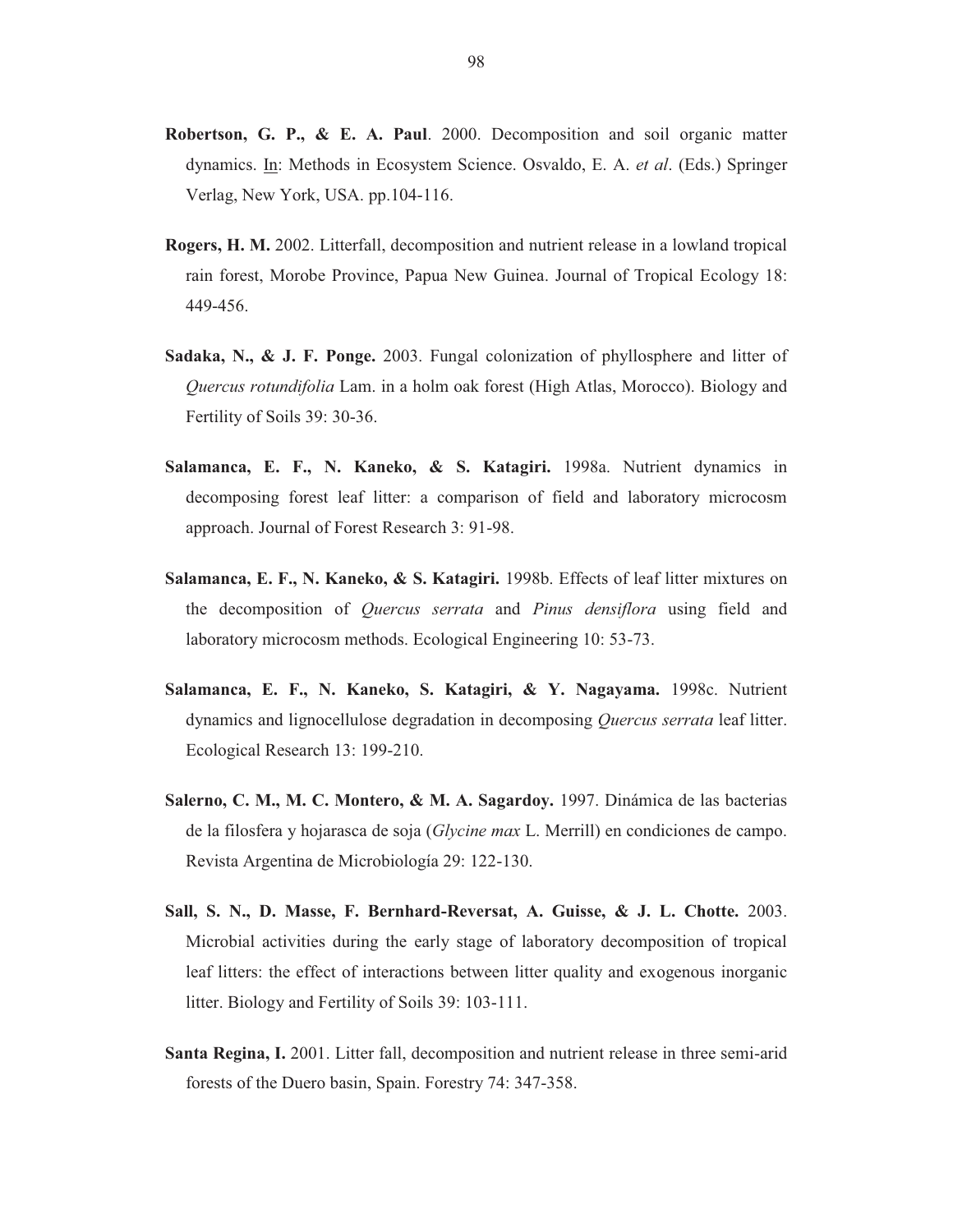**Robertson, G. P., & E. A. Paul**. 2000. Decomposition and soil organic matter dynamics. In: Methods in Ecosystem Science. Osvaldo, E. A. *et al*. (Eds.) Springer Verlag, New York, USA. pp.104-116.

**Rogers, H. M.** 2002. Litterfall, decomposition and nutrient release in a lowland tropical rain forest, Morobe Province, Papua New Guinea. Journal of Tropical Ecology 18: 449-456.

**Sadaka, N., & J. F. Ponge.** 2003. Fungal colonization of phyllosphere and litter of *Quercus rotundifolia* Lam. in a holm oak forest (High Atlas, Morocco). Biology and Fertility of Soils 39: 30-36.

**Salamanca, E. F., N. Kaneko, & S. Katagiri.** 1998a. Nutrient dynamics in decomposing forest leaf litter: a comparison of field and laboratory microcosm approach. Journal of Forest Research 3: 91-98.

**Salamanca, E. F., N. Kaneko, & S. Katagiri.** 1998b. Effects of leaf litter mixtures on the decomposition of *Quercus serrata* and *Pinus densiflora* using field and laboratory microcosm methods. Ecological Engineering 10: 53-73.

**Salamanca, E. F., N. Kaneko, S. Katagiri, & Y. Nagayama.** 1998c. Nutrient dynamics and lignocellulose degradation in decomposing *Quercus serrata* leaf litter. Ecological Research 13: 199-210.

**Salerno, C. M., M. C. Montero, & M. A. Sagardoy.** 1997. Dinámica de las bacterias de la filosfera y hojarasca de soja (*Glycine max* L. Merrill) en condiciones de campo. Revista Argentina de Microbiología 29: 122-130.

**Sall, S. N., D. Masse, F. Bernhard-Reversat, A. Guisse, & J. L. Chotte.** 2003. Microbial activities during the early stage of laboratory decomposition of tropical leaf litters: the effect of interactions between litter quality and exogenous inorganic litter. Biology and Fertility of Soils 39: 103-111.

**Santa Regina, I.** 2001. Litter fall, decomposition and nutrient release in three semi-arid forests of the Duero basin, Spain. Forestry 74: 347-358.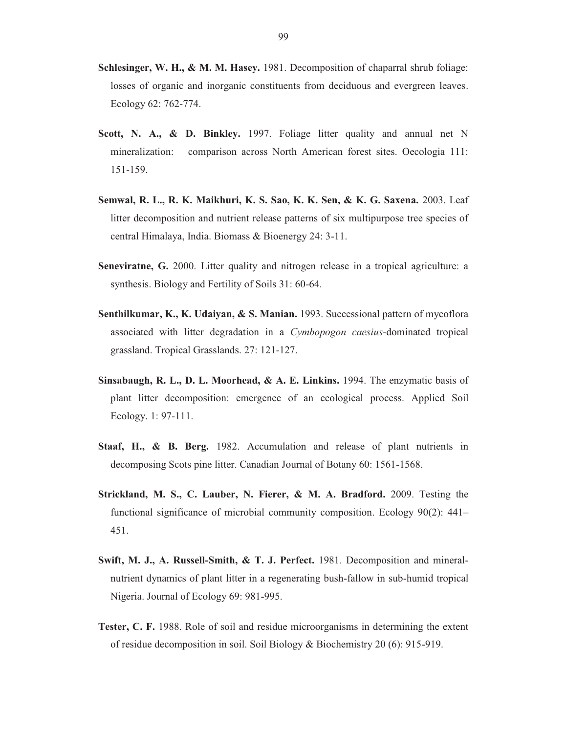**Schlesinger, W. H., & M. M. Hasey.** 1981. Decomposition of chaparral shrub foliage: losses of organic and inorganic constituents from deciduous and evergreen leaves. Ecology 62: 762-774.

**Scott, N. A., & D. Binkley.** 1997. Foliage litter quality and annual net N mineralization: comparison across North American forest sites. Oecologia 111: 151-159.

**Semwal, R. L., R. K. Maikhuri, K. S. Sao, K. K. Sen, & K. G. Saxena.** 2003. Leaf litter decomposition and nutrient release patterns of six multipurpose tree species of central Himalaya, India. Biomass & Bioenergy 24: 3-11.

**Seneviratne, G.** 2000. Litter quality and nitrogen release in a tropical agriculture: a synthesis. Biology and Fertility of Soils 31: 60-64.

**Senthilkumar, K., K. Udaiyan, & S. Manian.** 1993. Successional pattern of mycoflora associated with litter degradation in a *Cymbopogon caesius*-dominated tropical grassland. Tropical Grasslands. 27: 121-127.

**Sinsabaugh, R. L., D. L. Moorhead, & A. E. Linkins.** 1994. The enzymatic basis of plant litter decomposition: emergence of an ecological process. Applied Soil Ecology. 1: 97-111.

**Staaf, H., & B. Berg.** 1982. Accumulation and release of plant nutrients in decomposing Scots pine litter. Canadian Journal of Botany 60: 1561-1568.

**Strickland, M. S., C. Lauber, N. Fierer, & M. A. Bradford.** 2009. Testing the functional significance of microbial community composition. Ecology 90(2): 441–451.

**Swift, M. J., A. Russell-Smith, & T. J. Perfect.** 1981. Decomposition and mineral-nutrient dynamics of plant litter in a regenerating bush-fallow in sub-humid tropical Nigeria. Journal of Ecology 69: 981-995.

**Tester, C. F.** 1988. Role of soil and residue microorganisms in determining the extent of residue decomposition in soil. Soil Biology & Biochemistry 20 (6): 915-919.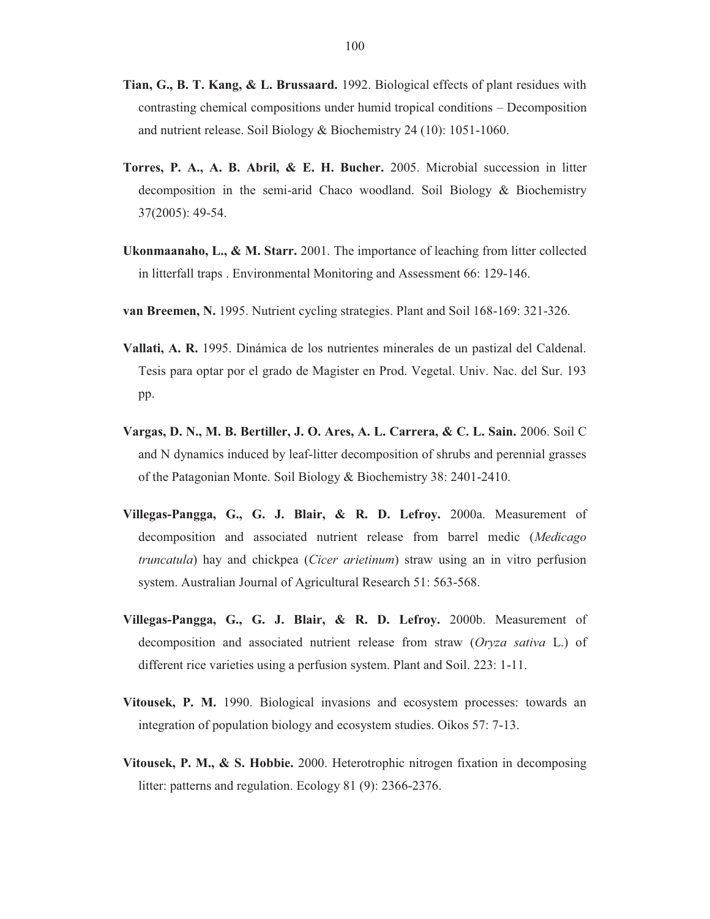**Tian, G., B. T. Kang, & L. Brussaard.** 1992. Biological effects of plant residues with contrasting chemical compositions under humid tropical conditions – Decomposition and nutrient release. Soil Biology & Biochemistry 24 (10): 1051-1060.

**Torres, P. A., A. B. Abril, & E. H. Bucher.** 2005. Microbial succession in litter decomposition in the semi-arid Chaco woodland. Soil Biology & Biochemistry 37(2005): 49-54.

**Ukonmaanaho, L., & M. Starr.** 2001. The importance of leaching from litter collected in litterfall traps . Environmental Monitoring and Assessment 66: 129-146.

**van Breemen, N.** 1995. Nutrient cycling strategies. Plant and Soil 168-169: 321-326.

**Vallati, A. R.** 1995. Dinámica de los nutrientes minerales de un pastizal del Caldenal. Tesis para optar por el grado de Magister en Prod. Vegetal. Univ. Nac. del Sur. 193 pp.

**Vargas, D. N., M. B. Bertiller, J. O. Ares, A. L. Carrera, & C. L. Sain.** 2006. Soil C and N dynamics induced by leaf-litter decomposition of shrubs and perennial grasses of the Patagonian Monte. Soil Biology & Biochemistry 38: 2401-2410.

**Villegas-Pangga, G., G. J. Blair, & R. D. Lefroy.** 2000a. Measurement of decomposition and associated nutrient release from barrel medic (*Medicago truncatula*) hay and chickpea (*Cicer arietinum*) straw using an in vitro perfusion system. Australian Journal of Agricultural Research 51: 563-568.

**Villegas-Pangga, G., G. J. Blair, & R. D. Lefroy.** 2000b. Measurement of decomposition and associated nutrient release from straw (*Oryza sativa* L.) of different rice varieties using a perfusion system. Plant and Soil. 223: 1-11.

**Vitousek, P. M.** 1990. Biological invasions and ecosystem processes: towards an integration of population biology and ecosystem studies. Oikos 57: 7-13.

**Vitousek, P. M., & S. Hobbie.** 2000. Heterotrophic nitrogen fixation in decomposing litter: patterns and regulation. Ecology 81 (9): 2366-2376.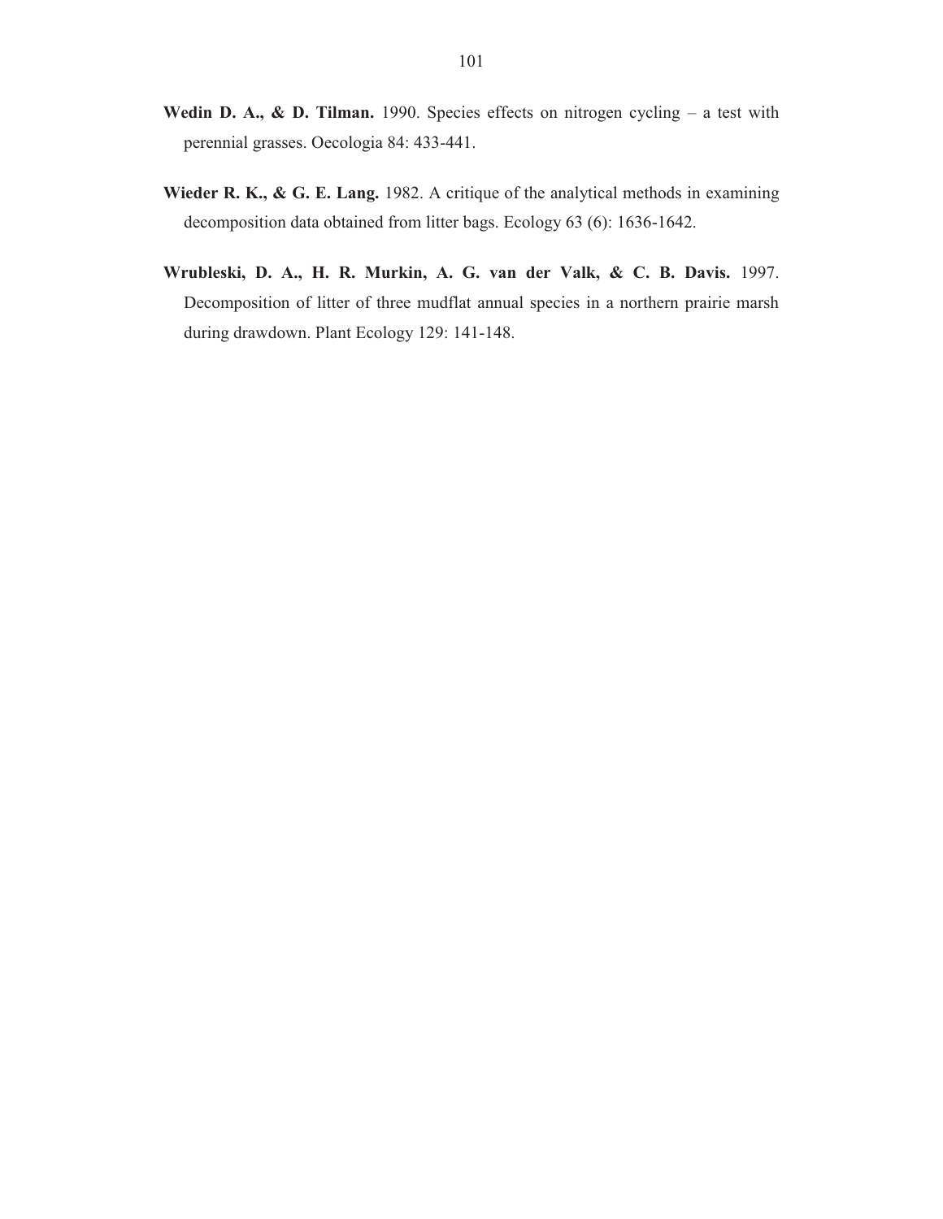**Wedin D. A., & D. Tilman.** 1990. Species effects on nitrogen cycling – a test with perennial grasses. Oecologia 84: 433-441.

**Wieder R. K., & G. E. Lang.** 1982. A critique of the analytical methods in examining decomposition data obtained from litter bags. Ecology 63 (6): 1636-1642.

**Wrubleski, D. A., H. R. Murkin, A. G. van der Valk, & C. B. Davis.** 1997. Decomposition of litter of three mudflat annual species in a northern prairie marsh during drawdown. Plant Ecology 129: 141-148.